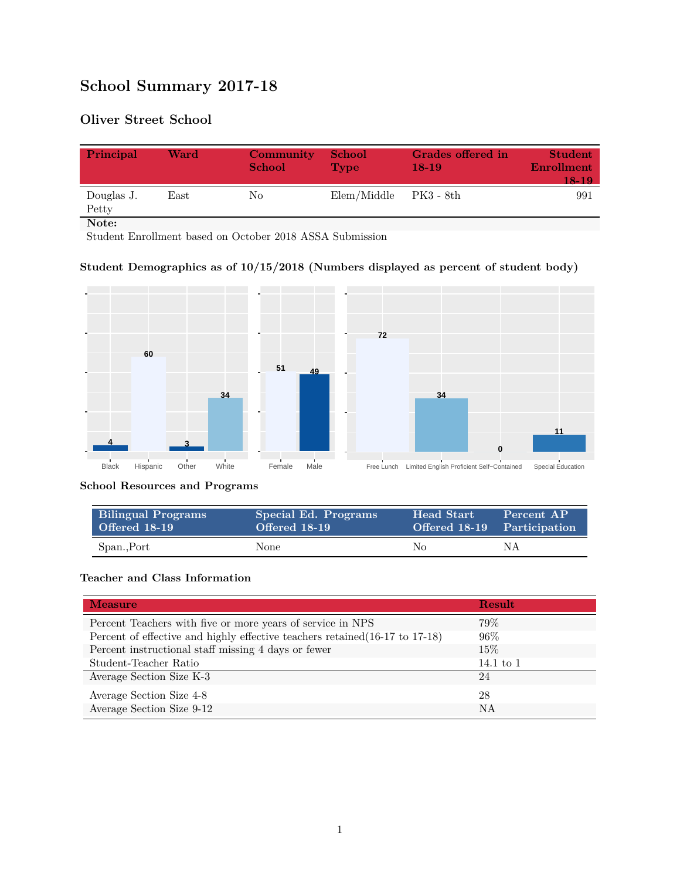# School Summary 2017-18

## Oliver Street School

| Principal | Ward | Community School | School Type | Grades offered in 18-19 | Student Enrollment 18-19 |
|---|---|---|---|---|---|
| Douglas J. Petty | East | No | Elem/Middle | PK3 - 8th | 991 |

**Note:**
Student Enrollment based on October 2018 ASSA Submission

### Student Demographics as of 10/15/2018 (Numbers displayed as percent of student body)

| Black | Hispanic | Other | White |
|---|---|---|---|
| 4 | 60 | 3 | 34 |

| Female | Male |
|---|---|
| 51 | 49 |

| Free Lunch | Limited English Proficient | Self-Contained | Special Education |
|---|---|---|---|
| 72 | 34 | 0 | 11 |

### School Resources and Programs

| Bilingual Programs Offered 18-19 | Special Ed. Programs Offered 18-19 | Head Start Offered 18-19 | Percent AP Participation |
|---|---|---|---|
| Span.,Port | None | No | NA |

### Teacher and Class Information

| Measure | Result |
|---|---|
| Percent Teachers with five or more years of service in NPS | 79% |
| Percent of effective and highly effective teachers retained(16-17 to 17-18) | 96% |
| Percent instructional staff missing 4 days or fewer | 15% |
| Student-Teacher Ratio | 14.1 to 1 |
| Average Section Size K-3 | 24 |
| Average Section Size 4-8 | 28 |
| Average Section Size 9-12 | NA |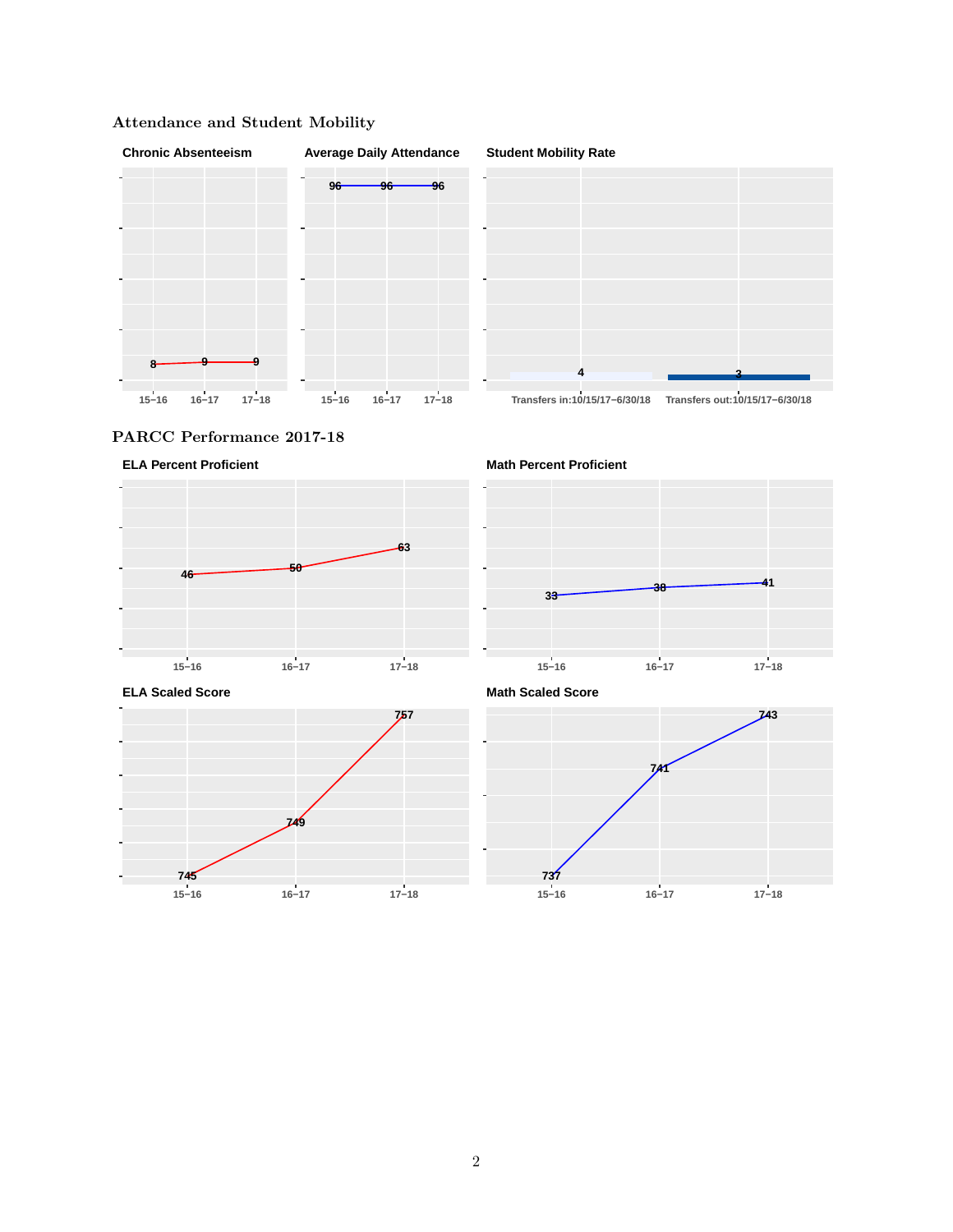## Attendance and Student Mobility

**Chronic Absenteeism**

8
9
9

15–16
16–17
17–18

**Average Daily Attendance**

96
96
96

15–16
16–17
17–18

**Student Mobility Rate**

4
3

Transfers in:10/15/17–6/30/18
Transfers out:10/15/17–6/30/18

## PARCC Performance 2017-18

**ELA Percent Proficient**

46
50
63

15–16
16–17
17–18

**Math Percent Proficient**

33
38
41

15–16
16–17
17–18

**ELA Scaled Score**

745
749
757

15–16
16–17
17–18

**Math Scaled Score**

737
741
743

15–16
16–17
17–18